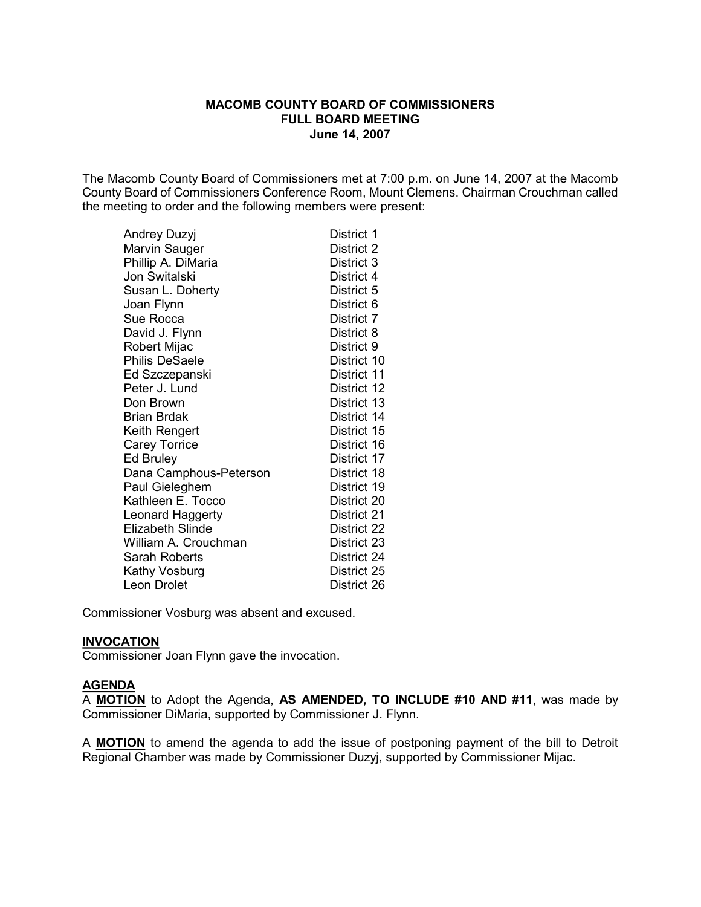# MACOMB COUNTY BOARD OF COMMISSIONERS
## FULL BOARD MEETING
### June 14, 2007

The Macomb County Board of Commissioners met at 7:00 p.m. on June 14, 2007 at the Macomb County Board of Commissioners Conference Room, Mount Clemens. Chairman Crouchman called the meeting to order and the following members were present:

| | |
|---|---|
| Andrey Duzyj | District 1 |
| Marvin Sauger | District 2 |
| Phillip A. DiMaria | District 3 |
| Jon Switalski | District 4 |
| Susan L. Doherty | District 5 |
| Joan Flynn | District 6 |
| Sue Rocca | District 7 |
| David J. Flynn | District 8 |
| Robert Mijac | District 9 |
| Philis DeSaele | District 10 |
| Ed Szczepanski | District 11 |
| Peter J. Lund | District 12 |
| Don Brown | District 13 |
| Brian Brdak | District 14 |
| Keith Rengert | District 15 |
| Carey Torrice | District 16 |
| Ed Bruley | District 17 |
| Dana Camphous-Peterson | District 18 |
| Paul Gieleghem | District 19 |
| Kathleen E. Tocco | District 20 |
| Leonard Haggerty | District 21 |
| Elizabeth Slinde | District 22 |
| William A. Crouchman | District 23 |
| Sarah Roberts | District 24 |
| Kathy Vosburg | District 25 |
| Leon Drolet | District 26 |

Commissioner Vosburg was absent and excused.

**INVOCATION**

Commissioner Joan Flynn gave the invocation.

**AGENDA**

A **MOTION** to Adopt the Agenda, **AS AMENDED, TO INCLUDE #10 AND #11**, was made by Commissioner DiMaria, supported by Commissioner J. Flynn.

A **MOTION** to amend the agenda to add the issue of postponing payment of the bill to Detroit Regional Chamber was made by Commissioner Duzyj, supported by Commissioner Mijac.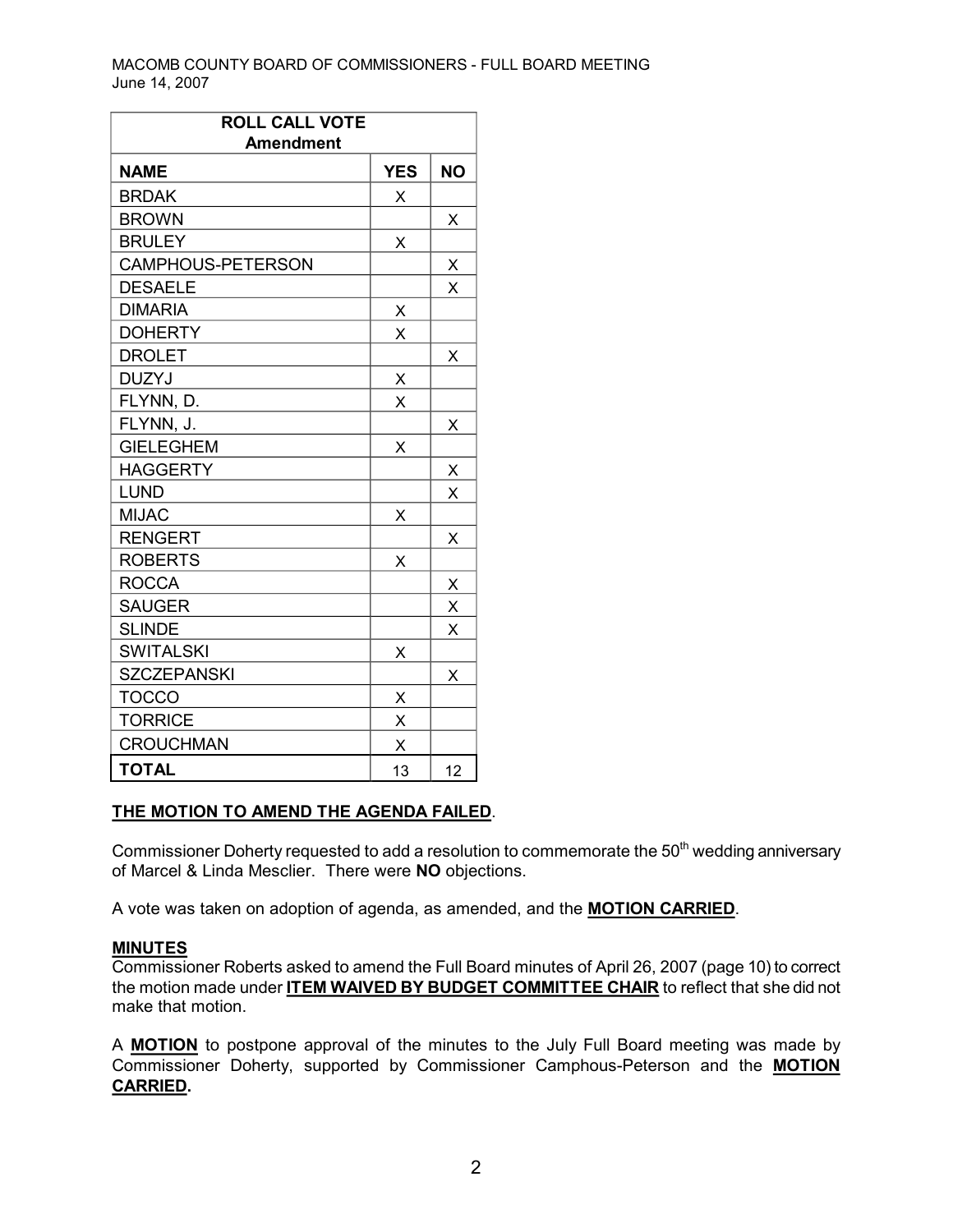| ROLL CALL VOTE Amendment | | |
|---|---|---|
| **NAME** | **YES** | **NO** |
| BRDAK | X | |
| BROWN | | X |
| BRULEY | X | |
| CAMPHOUS-PETERSON | | X |
| DESAELE | | X |
| DIMARIA | X | |
| DOHERTY | X | |
| DROLET | | X |
| DUZYJ | X | |
| FLYNN, D. | X | |
| FLYNN, J. | | X |
| GIELEGHEM | X | |
| HAGGERTY | | X |
| LUND | | X |
| MIJAC | X | |
| RENGERT | | X |
| ROBERTS | X | |
| ROCCA | | X |
| SAUGER | | X |
| SLINDE | | X |
| SWITALSKI | X | |
| SZCZEPANSKI | | X |
| TOCCO | X | |
| TORRICE | X | |
| CROUCHMAN | X | |
| **TOTAL** | 13 | 12 |

**THE MOTION TO AMEND THE AGENDA FAILED**.

Commissioner Doherty requested to add a resolution to commemorate the 50th wedding anniversary of Marcel & Linda Mesclier. There were **NO** objections.

A vote was taken on adoption of agenda, as amended, and the **MOTION CARRIED**.

**MINUTES**

Commissioner Roberts asked to amend the Full Board minutes of April 26, 2007 (page 10) to correct the motion made under **ITEM WAIVED BY BUDGET COMMITTEE CHAIR** to reflect that she did not make that motion.

A **MOTION** to postpone approval of the minutes to the July Full Board meeting was made by Commissioner Doherty, supported by Commissioner Camphous-Peterson and the **MOTION CARRIED.**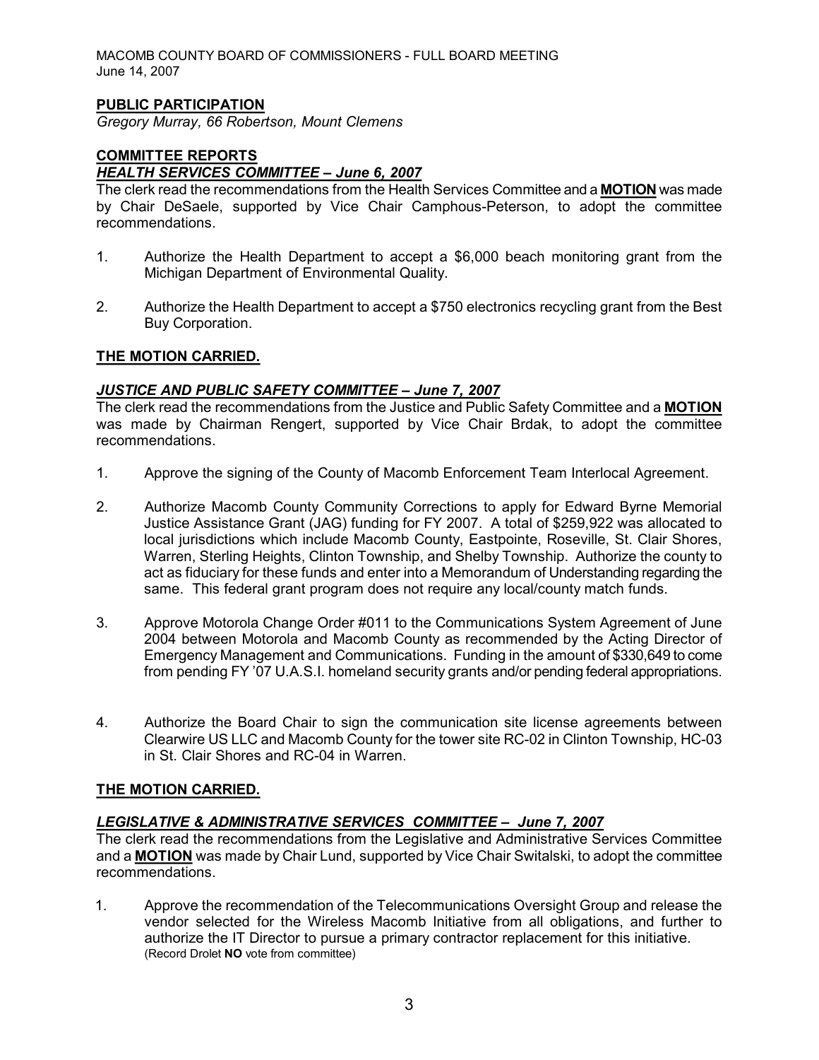## PUBLIC PARTICIPATION

*Gregory Murray, 66 Robertson, Mount Clemens*

## COMMITTEE REPORTS

### *HEALTH SERVICES COMMITTEE – June 6, 2007*

The clerk read the recommendations from the Health Services Committee and a **MOTION** was made by Chair DeSaele, supported by Vice Chair Camphous-Peterson, to adopt the committee recommendations.

1. Authorize the Health Department to accept a $6,000 beach monitoring grant from the Michigan Department of Environmental Quality.

2. Authorize the Health Department to accept a $750 electronics recycling grant from the Best Buy Corporation.

**THE MOTION CARRIED.**

### *JUSTICE AND PUBLIC SAFETY COMMITTEE – June 7, 2007*

The clerk read the recommendations from the Justice and Public Safety Committee and a **MOTION** was made by Chairman Rengert, supported by Vice Chair Brdak, to adopt the committee recommendations.

1. Approve the signing of the County of Macomb Enforcement Team Interlocal Agreement.

2. Authorize Macomb County Community Corrections to apply for Edward Byrne Memorial Justice Assistance Grant (JAG) funding for FY 2007. A total of $259,922 was allocated to local jurisdictions which include Macomb County, Eastpointe, Roseville, St. Clair Shores, Warren, Sterling Heights, Clinton Township, and Shelby Township. Authorize the county to act as fiduciary for these funds and enter into a Memorandum of Understanding regarding the same. This federal grant program does not require any local/county match funds.

3. Approve Motorola Change Order #011 to the Communications System Agreement of June 2004 between Motorola and Macomb County as recommended by the Acting Director of Emergency Management and Communications. Funding in the amount of $330,649 to come from pending FY '07 U.A.S.I. homeland security grants and/or pending federal appropriations.

4. Authorize the Board Chair to sign the communication site license agreements between Clearwire US LLC and Macomb County for the tower site RC-02 in Clinton Township, HC-03 in St. Clair Shores and RC-04 in Warren.

**THE MOTION CARRIED.**

### *LEGISLATIVE & ADMINISTRATIVE SERVICES COMMITTEE – June 7, 2007*

The clerk read the recommendations from the Legislative and Administrative Services Committee and a **MOTION** was made by Chair Lund, supported by Vice Chair Switalski, to adopt the committee recommendations.

1. Approve the recommendation of the Telecommunications Oversight Group and release the vendor selected for the Wireless Macomb Initiative from all obligations, and further to authorize the IT Director to pursue a primary contractor replacement for this initiative.
(Record Drolet **NO** vote from committee)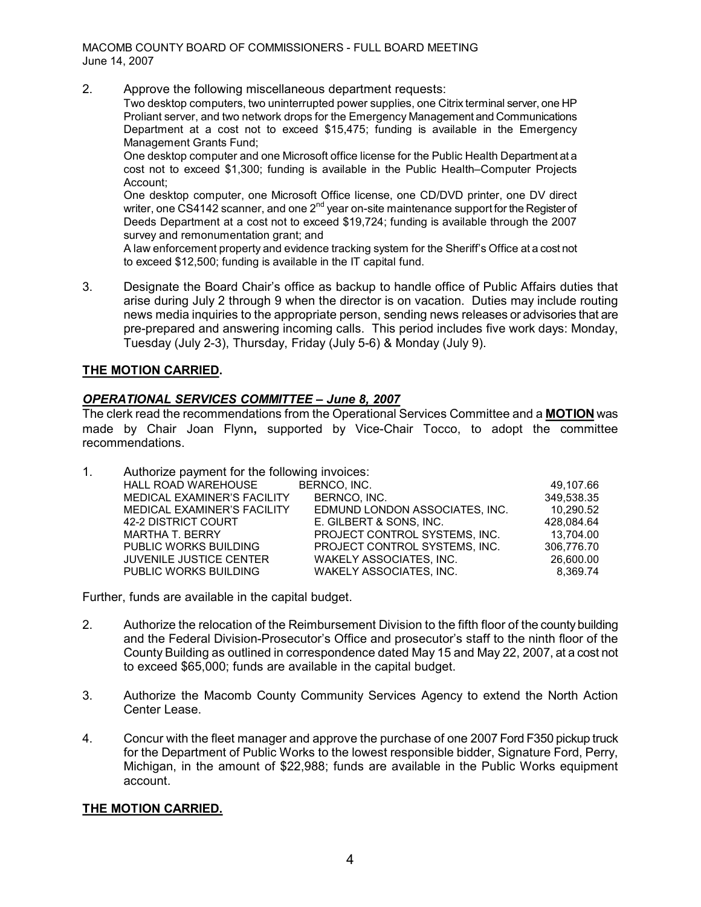2. Approve the following miscellaneous department requests:
   Two desktop computers, two uninterrupted power supplies, one Citrix terminal server, one HP Proliant server, and two network drops for the Emergency Management and Communications Department at a cost not to exceed $15,475; funding is available in the Emergency Management Grants Fund;
   One desktop computer and one Microsoft office license for the Public Health Department at a cost not to exceed $1,300; funding is available in the Public Health–Computer Projects Account;
   One desktop computer, one Microsoft Office license, one CD/DVD printer, one DV direct writer, one CS4142 scanner, and one 2nd year on-site maintenance support for the Register of Deeds Department at a cost not to exceed $19,724; funding is available through the 2007 survey and remonumentation grant; and
   A law enforcement property and evidence tracking system for the Sheriff's Office at a cost not to exceed $12,500; funding is available in the IT capital fund.

3. Designate the Board Chair's office as backup to handle office of Public Affairs duties that arise during July 2 through 9 when the director is on vacation. Duties may include routing news media inquiries to the appropriate person, sending news releases or advisories that are pre-prepared and answering incoming calls. This period includes five work days: Monday, Tuesday (July 2-3), Thursday, Friday (July 5-6) & Monday (July 9).

**THE MOTION CARRIED.**

***OPERATIONAL SERVICES COMMITTEE – June 8, 2007***

The clerk read the recommendations from the Operational Services Committee and a **MOTION** was made by Chair Joan Flynn**,** supported by Vice-Chair Tocco, to adopt the committee recommendations.

1. Authorize payment for the following invoices:

| | | |
|---|---|---|
| HALL ROAD WAREHOUSE | BERNCO, INC. | 49,107.66 |
| MEDICAL EXAMINER'S FACILITY | BERNCO, INC. | 349,538.35 |
| MEDICAL EXAMINER'S FACILITY | EDMUND LONDON ASSOCIATES, INC. | 10,290.52 |
| 42-2 DISTRICT COURT | E. GILBERT & SONS, INC. | 428,084.64 |
| MARTHA T. BERRY | PROJECT CONTROL SYSTEMS, INC. | 13,704.00 |
| PUBLIC WORKS BUILDING | PROJECT CONTROL SYSTEMS, INC. | 306,776.70 |
| JUVENILE JUSTICE CENTER | WAKELY ASSOCIATES, INC. | 26,600.00 |
| PUBLIC WORKS BUILDING | WAKELY ASSOCIATES, INC. | 8,369.74 |

Further, funds are available in the capital budget.

2. Authorize the relocation of the Reimbursement Division to the fifth floor of the county building and the Federal Division-Prosecutor's Office and prosecutor's staff to the ninth floor of the County Building as outlined in correspondence dated May 15 and May 22, 2007, at a cost not to exceed $65,000; funds are available in the capital budget.

3. Authorize the Macomb County Community Services Agency to extend the North Action Center Lease.

4. Concur with the fleet manager and approve the purchase of one 2007 Ford F350 pickup truck for the Department of Public Works to the lowest responsible bidder, Signature Ford, Perry, Michigan, in the amount of $22,988; funds are available in the Public Works equipment account.

**THE MOTION CARRIED.**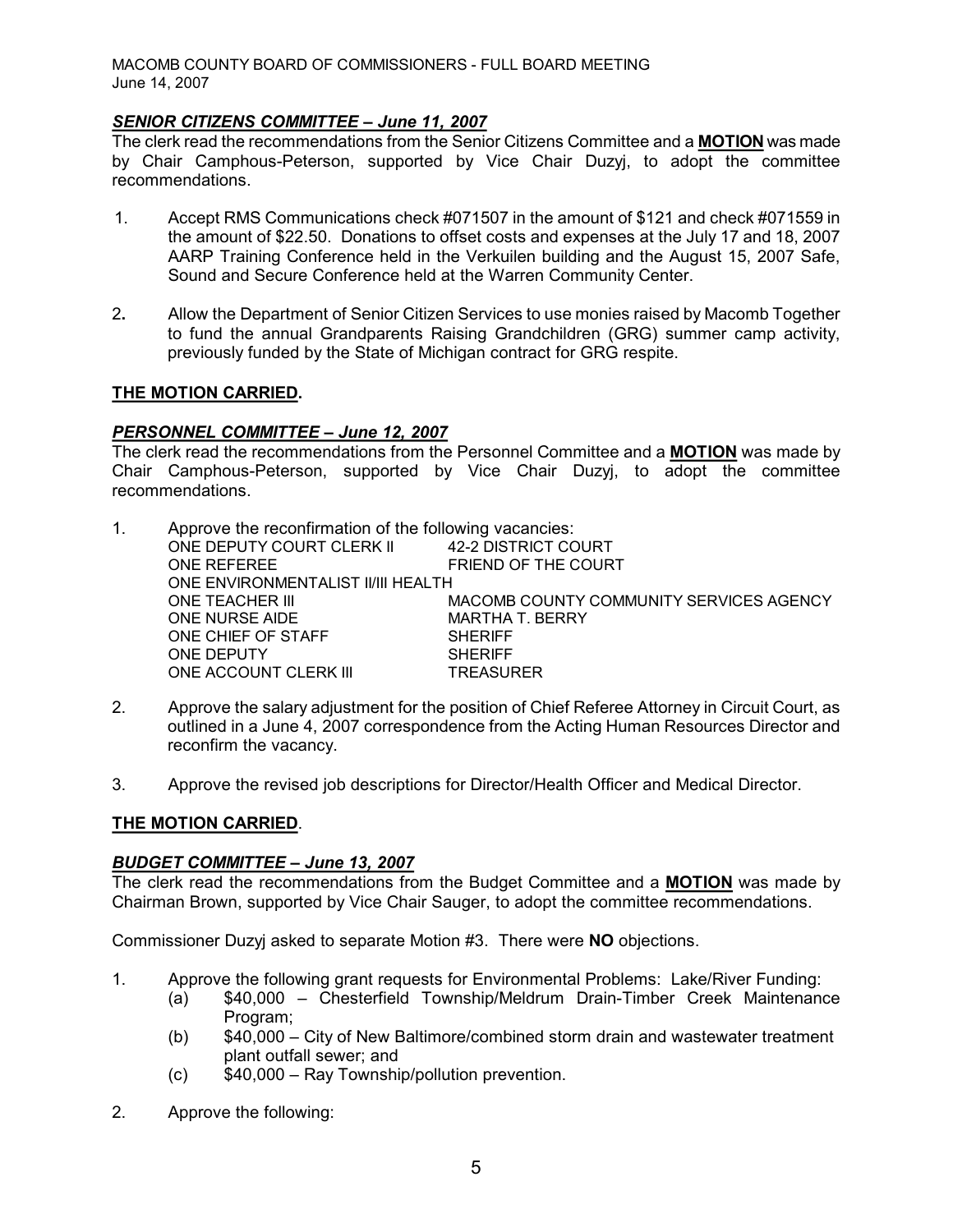***SENIOR CITIZENS COMMITTEE – June 11, 2007***

The clerk read the recommendations from the Senior Citizens Committee and a **MOTION** was made by Chair Camphous-Peterson, supported by Vice Chair Duzyj, to adopt the committee recommendations.

1. Accept RMS Communications check #071507 in the amount of $121 and check #071559 in the amount of $22.50. Donations to offset costs and expenses at the July 17 and 18, 2007 AARP Training Conference held in the Verkuilen building and the August 15, 2007 Safe, Sound and Secure Conference held at the Warren Community Center.

2. Allow the Department of Senior Citizen Services to use monies raised by Macomb Together to fund the annual Grandparents Raising Grandchildren (GRG) summer camp activity, previously funded by the State of Michigan contract for GRG respite.

**THE MOTION CARRIED.**

***PERSONNEL COMMITTEE – June 12, 2007***

The clerk read the recommendations from the Personnel Committee and a **MOTION** was made by Chair Camphous-Peterson, supported by Vice Chair Duzyj, to adopt the committee recommendations.

1. Approve the reconfirmation of the following vacancies:

| | |
|---|---|
| ONE DEPUTY COURT CLERK II | 42-2 DISTRICT COURT |
| ONE REFEREE | FRIEND OF THE COURT |
| ONE ENVIRONMENTALIST II/III | HEALTH |
| ONE TEACHER III | MACOMB COUNTY COMMUNITY SERVICES AGENCY |
| ONE NURSE AIDE | MARTHA T. BERRY |
| ONE CHIEF OF STAFF | SHERIFF |
| ONE DEPUTY | SHERIFF |
| ONE ACCOUNT CLERK III | TREASURER |

2. Approve the salary adjustment for the position of Chief Referee Attorney in Circuit Court, as outlined in a June 4, 2007 correspondence from the Acting Human Resources Director and reconfirm the vacancy.

3. Approve the revised job descriptions for Director/Health Officer and Medical Director.

**THE MOTION CARRIED.**

***BUDGET COMMITTEE – June 13, 2007***

The clerk read the recommendations from the Budget Committee and a **MOTION** was made by Chairman Brown, supported by Vice Chair Sauger, to adopt the committee recommendations.

Commissioner Duzyj asked to separate Motion #3. There were **NO** objections.

1. Approve the following grant requests for Environmental Problems: Lake/River Funding:
   - (a) $40,000 – Chesterfield Township/Meldrum Drain-Timber Creek Maintenance Program;
   - (b) $40,000 – City of New Baltimore/combined storm drain and wastewater treatment plant outfall sewer; and
   - (c) $40,000 – Ray Township/pollution prevention.

2. Approve the following: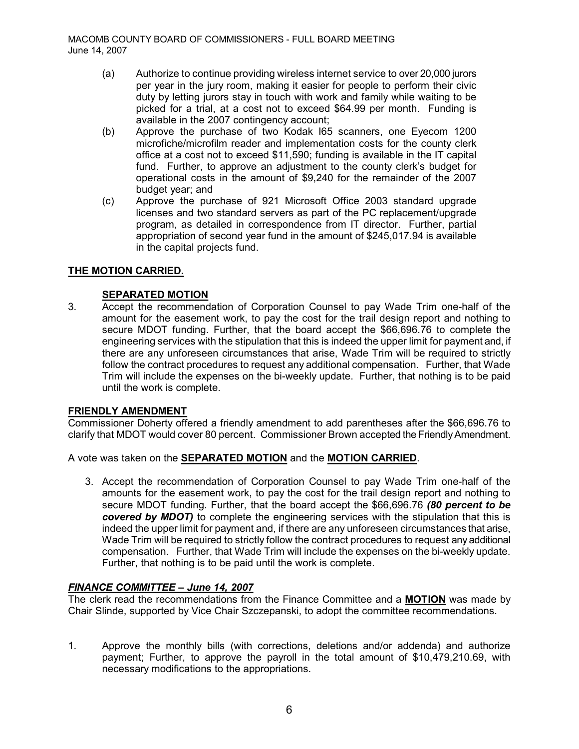(a) Authorize to continue providing wireless internet service to over 20,000 jurors per year in the jury room, making it easier for people to perform their civic duty by letting jurors stay in touch with work and family while waiting to be picked for a trial, at a cost not to exceed $64.99 per month. Funding is available in the 2007 contingency account;

(b) Approve the purchase of two Kodak I65 scanners, one Eyecom 1200 microfiche/microfilm reader and implementation costs for the county clerk office at a cost not to exceed $11,590; funding is available in the IT capital fund. Further, to approve an adjustment to the county clerk's budget for operational costs in the amount of $9,240 for the remainder of the 2007 budget year; and

(c) Approve the purchase of 921 Microsoft Office 2003 standard upgrade licenses and two standard servers as part of the PC replacement/upgrade program, as detailed in correspondence from IT director. Further, partial appropriation of second year fund in the amount of $245,017.94 is available in the capital projects fund.

**THE MOTION CARRIED.**

**SEPARATED MOTION**

3. Accept the recommendation of Corporation Counsel to pay Wade Trim one-half of the amount for the easement work, to pay the cost for the trail design report and nothing to secure MDOT funding. Further, that the board accept the $66,696.76 to complete the engineering services with the stipulation that this is indeed the upper limit for payment and, if there are any unforeseen circumstances that arise, Wade Trim will be required to strictly follow the contract procedures to request any additional compensation. Further, that Wade Trim will include the expenses on the bi-weekly update. Further, that nothing is to be paid until the work is complete.

**FRIENDLY AMENDMENT**

Commissioner Doherty offered a friendly amendment to add parentheses after the $66,696.76 to clarify that MDOT would cover 80 percent. Commissioner Brown accepted the Friendly Amendment.

A vote was taken on the **SEPARATED MOTION** and the **MOTION CARRIED**.

3. Accept the recommendation of Corporation Counsel to pay Wade Trim one-half of the amounts for the easement work, to pay the cost for the trail design report and nothing to secure MDOT funding. Further, that the board accept the $66,696.76 ***(80 percent to be covered by MDOT)*** to complete the engineering services with the stipulation that this is indeed the upper limit for payment and, if there are any unforeseen circumstances that arise, Wade Trim will be required to strictly follow the contract procedures to request any additional compensation. Further, that Wade Trim will include the expenses on the bi-weekly update. Further, that nothing is to be paid until the work is complete.

***FINANCE COMMITTEE – June 14, 2007***

The clerk read the recommendations from the Finance Committee and a **MOTION** was made by Chair Slinde, supported by Vice Chair Szczepanski, to adopt the committee recommendations.

1. Approve the monthly bills (with corrections, deletions and/or addenda) and authorize payment; Further, to approve the payroll in the total amount of $10,479,210.69, with necessary modifications to the appropriations.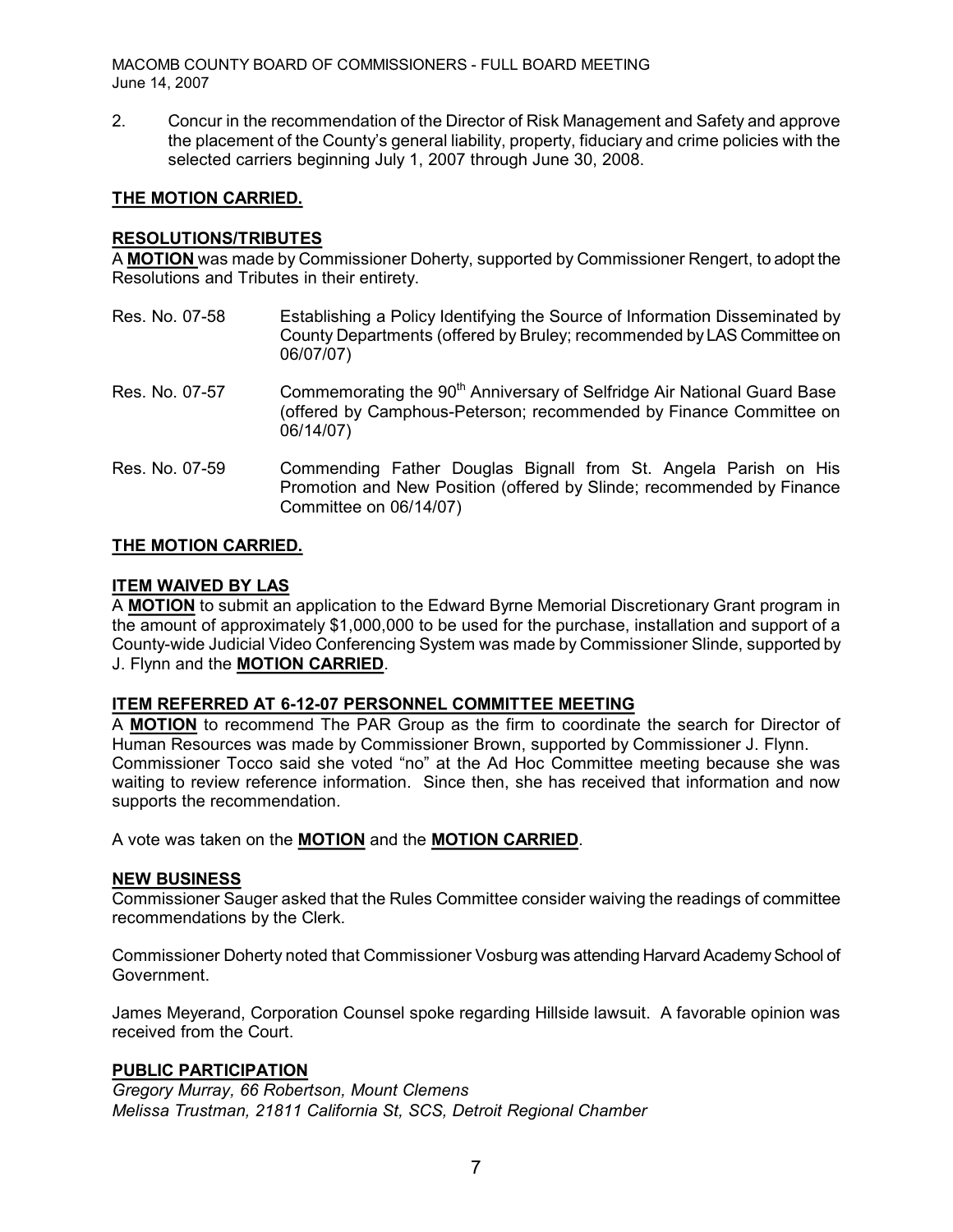2. Concur in the recommendation of the Director of Risk Management and Safety and approve the placement of the County's general liability, property, fiduciary and crime policies with the selected carriers beginning July 1, 2007 through June 30, 2008.

**THE MOTION CARRIED.**

**RESOLUTIONS/TRIBUTES**

A **MOTION** was made by Commissioner Doherty, supported by Commissioner Rengert, to adopt the Resolutions and Tributes in their entirety.

Res. No. 07-58 — Establishing a Policy Identifying the Source of Information Disseminated by County Departments (offered by Bruley; recommended by LAS Committee on 06/07/07)

Res. No. 07-57 — Commemorating the 90th Anniversary of Selfridge Air National Guard Base (offered by Camphous-Peterson; recommended by Finance Committee on 06/14/07)

Res. No. 07-59 — Commending Father Douglas Bignall from St. Angela Parish on His Promotion and New Position (offered by Slinde; recommended by Finance Committee on 06/14/07)

**THE MOTION CARRIED.**

**ITEM WAIVED BY LAS**

A **MOTION** to submit an application to the Edward Byrne Memorial Discretionary Grant program in the amount of approximately $1,000,000 to be used for the purchase, installation and support of a County-wide Judicial Video Conferencing System was made by Commissioner Slinde, supported by J. Flynn and the **MOTION CARRIED**.

**ITEM REFERRED AT 6-12-07 PERSONNEL COMMITTEE MEETING**

A **MOTION** to recommend The PAR Group as the firm to coordinate the search for Director of Human Resources was made by Commissioner Brown, supported by Commissioner J. Flynn.
Commissioner Tocco said she voted "no" at the Ad Hoc Committee meeting because she was waiting to review reference information. Since then, she has received that information and now supports the recommendation.

A vote was taken on the **MOTION** and the **MOTION CARRIED**.

**NEW BUSINESS**

Commissioner Sauger asked that the Rules Committee consider waiving the readings of committee recommendations by the Clerk.

Commissioner Doherty noted that Commissioner Vosburg was attending Harvard Academy School of Government.

James Meyerand, Corporation Counsel spoke regarding Hillside lawsuit. A favorable opinion was received from the Court.

**PUBLIC PARTICIPATION**

*Gregory Murray, 66 Robertson, Mount Clemens*
*Melissa Trustman, 21811 California St, SCS, Detroit Regional Chamber*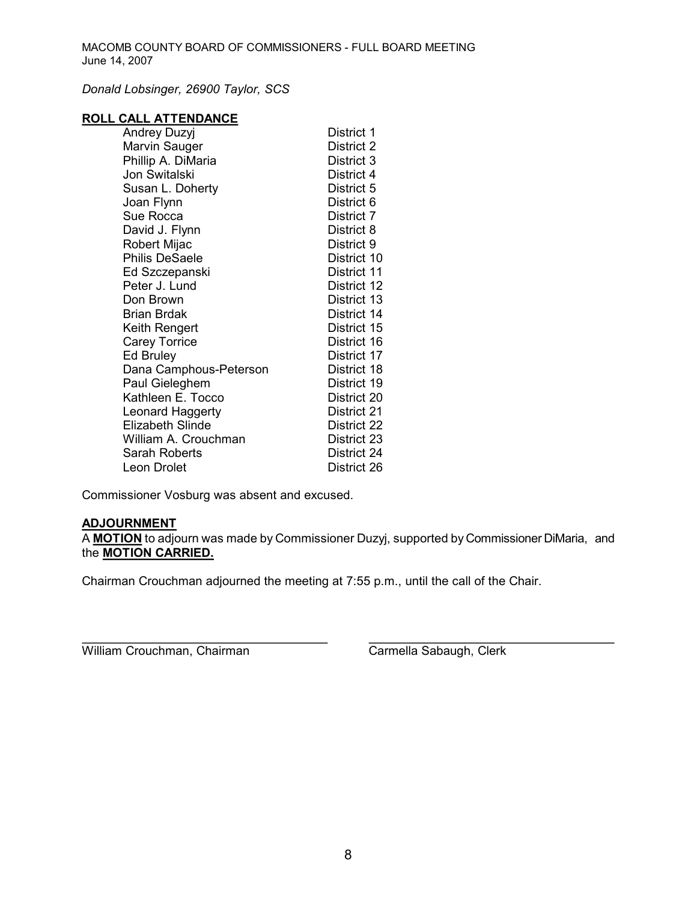*Donald Lobsinger, 26900 Taylor, SCS*

**ROLL CALL ATTENDANCE**

| | |
|---|---|
| Andrey Duzyj | District 1 |
| Marvin Sauger | District 2 |
| Phillip A. DiMaria | District 3 |
| Jon Switalski | District 4 |
| Susan L. Doherty | District 5 |
| Joan Flynn | District 6 |
| Sue Rocca | District 7 |
| David J. Flynn | District 8 |
| Robert Mijac | District 9 |
| Philis DeSaele | District 10 |
| Ed Szczepanski | District 11 |
| Peter J. Lund | District 12 |
| Don Brown | District 13 |
| Brian Brdak | District 14 |
| Keith Rengert | District 15 |
| Carey Torrice | District 16 |
| Ed Bruley | District 17 |
| Dana Camphous-Peterson | District 18 |
| Paul Gieleghem | District 19 |
| Kathleen E. Tocco | District 20 |
| Leonard Haggerty | District 21 |
| Elizabeth Slinde | District 22 |
| William A. Crouchman | District 23 |
| Sarah Roberts | District 24 |
| Leon Drolet | District 26 |

Commissioner Vosburg was absent and excused.

**ADJOURNMENT**

A **MOTION** to adjourn was made by Commissioner Duzyj, supported by Commissioner DiMaria, and the **MOTION CARRIED.**

Chairman Crouchman adjourned the meeting at 7:55 p.m., until the call of the Chair.

William Crouchman, Chairman

Carmella Sabaugh, Clerk